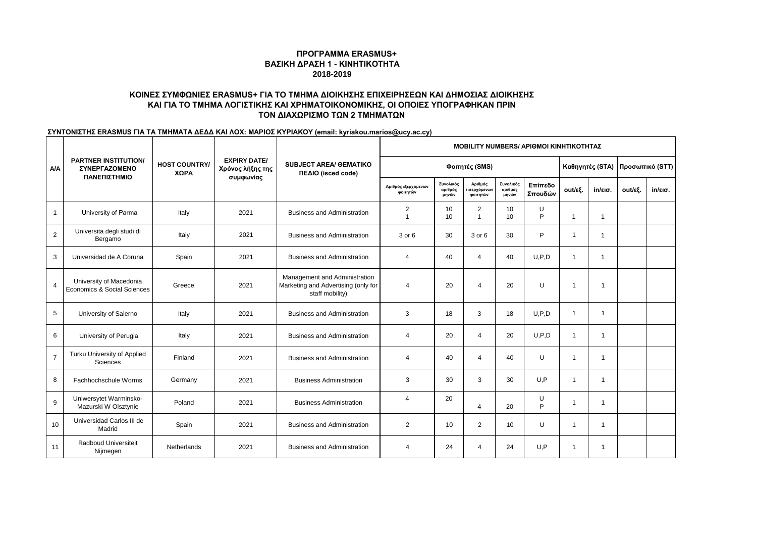**ΠΡΟΓΡΑΜΜΑ ERASMUS+**
**ΒΑΣΙΚΗ ΔΡΑΣΗ 1 - ΚΙΝΗΤΙΚΟΤΗΤΑ**
**2018-2019**

**ΚΟΙΝΕΣ ΣΥΜΦΩΝΙΕΣ ERASMUS+ ΓΙΑ ΤΟ ΤΜΗΜΑ ΔΙΟΙΚΗΣΗΣ ΕΠΙΧΕΙΡΗΣΕΩΝ ΚΑΙ ΔΗΜΟΣΙΑΣ ΔΙΟΙΚΗΣΗΣ ΚΑΙ ΓΙΑ ΤΟ ΤΜΗΜΑ ΛΟΓΙΣΤΙΚΗΣ ΚΑΙ ΧΡΗΜΑΤΟΙΚΟΝΟΜΙΚΗΣ, ΟΙ ΟΠΟΙΕΣ ΥΠΟΓΡΑΦΗΚΑΝ ΠΡΙΝ ΤΟΝ ΔΙΑΧΩΡΙΣΜΟ ΤΩΝ 2 ΤΜΗΜΑΤΩΝ**

**ΣΥΝΤΟΝΙΣΤΗΣ ERASMUS ΓΙΑ ΤΑ ΤΜΗΜΑΤΑ ΔΕΔΔ ΚΑΙ ΛΟΧ: ΜΑΡΙΟΣ ΚΥΡΙΑΚΟΥ (email: kyriakou.marios@ucy.ac.cy)**

| A/A | PARTNER INSTITUTION/ ΣΥΝΕΡΓΑΖΟΜΕΝΟ ΠΑΝΕΠΙΣΤΗΜΙΟ | HOST COUNTRY/ ΧΩΡΑ | EXPIRY DATE/ Χρόνος λήξης της συμφωνίας | SUBJECT AREA/ ΘΕΜΑΤΙΚΟ ΠΕΔΙΟ (isced code) | MOBILITY NUMBERS/ ΑΡΙΘΜΟΙ ΚΙΝΗΤΙΚΟΤΗΤΑΣ | | | | | | | | |
|---|---|---|---|---|---|---|---|---|---|---|---|---|---|
| | | | | | Φοιτητές (SMS) | | | | | Καθηγητές (STA) | | Προσωπικό (STT) | |
| | | | | | Αριθμός εξερχόμενων φοιτητών | Συνολικός αριθμός μηνών | Αριθμός εισερχόμενων φοιτητών | Συνολικός αριθμός μηνών | Επίπεδο Σπουδών | out/εξ. | in/εισ. | out/εξ. | in/εισ. |
| 1 | University of Parma | Italy | 2021 | Business and Administration | 2<br>1 | 10<br>10 | 2<br>1 | 10<br>10 | U<br>P | 1 | 1 | | |
| 2 | Universita degli studi di Bergamo | Italy | 2021 | Business and Administration | 3 or 6 | 30 | 3 or 6 | 30 | P | 1 | 1 | | |
| 3 | Universidad de A Coruna | Spain | 2021 | Business and Administration | 4 | 40 | 4 | 40 | U,P,D | 1 | 1 | | |
| 4 | University of Macedonia Economics & Social Sciences | Greece | 2021 | Management and Administration Marketing and Advertising (only for staff mobility) | 4 | 20 | 4 | 20 | U | 1 | 1 | | |
| 5 | University of Salerno | Italy | 2021 | Business and Administration | 3 | 18 | 3 | 18 | U,P,D | 1 | 1 | | |
| 6 | University of Perugia | Italy | 2021 | Business and Administration | 4 | 20 | 4 | 20 | U,P,D | 1 | 1 | | |
| 7 | Turku University of Applied Sciences | Finland | 2021 | Business and Administration | 4 | 40 | 4 | 40 | U | 1 | 1 | | |
| 8 | Fachhochschule Worms | Germany | 2021 | Business Administration | 3 | 30 | 3 | 30 | U,P | 1 | 1 | | |
| 9 | Uniwersytet Warminsko-Mazurski W Olsztynie | Poland | 2021 | Business Administration | 4 | 20 | 4 | 20 | U<br>P | 1 | 1 | | |
| 10 | Universidad Carlos III de Madrid | Spain | 2021 | Business and Administration | 2 | 10 | 2 | 10 | U | 1 | 1 | | |
| 11 | Radboud Universiteit Nijmegen | Netherlands | 2021 | Business and Administration | 4 | 24 | 4 | 24 | U,P | 1 | 1 | | |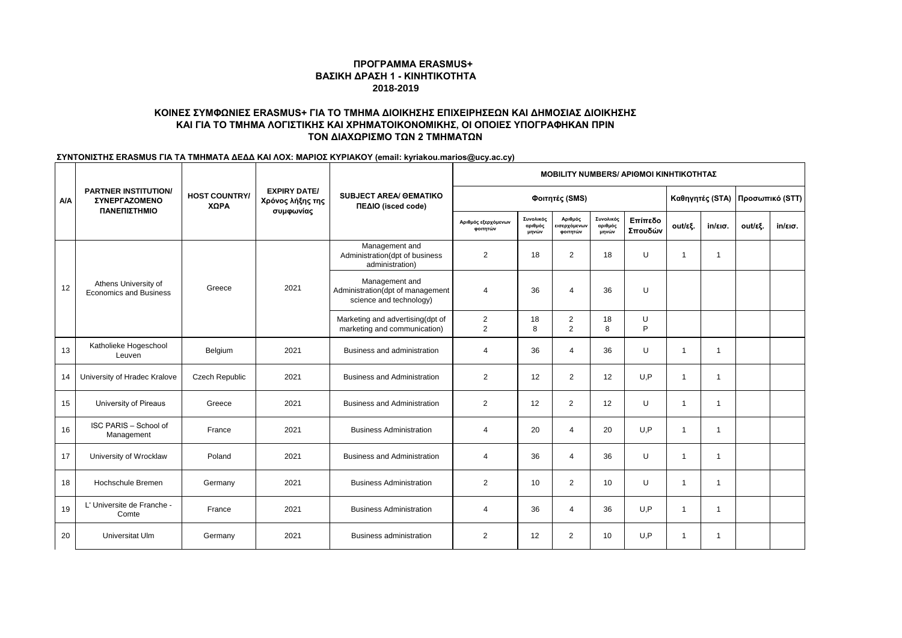**ΠΡΟΓΡΑΜΜΑ ERASMUS+**
**ΒΑΣΙΚΗ ΔΡΑΣΗ 1 - ΚΙΝΗΤΙΚΟΤΗΤΑ**
**2018-2019**

**ΚΟΙΝΕΣ ΣΥΜΦΩΝΙΕΣ ERASMUS+ ΓΙΑ ΤΟ ΤΜΗΜΑ ΔΙΟΙΚΗΣΗΣ ΕΠΙΧΕΙΡΗΣΕΩΝ ΚΑΙ ΔΗΜΟΣΙΑΣ ΔΙΟΙΚΗΣΗΣ ΚΑΙ ΓΙΑ ΤΟ ΤΜΗΜΑ ΛΟΓΙΣΤΙΚΗΣ ΚΑΙ ΧΡΗΜΑΤΟΙΚΟΝΟΜΙΚΗΣ, ΟΙ ΟΠΟΙΕΣ ΥΠΟΓΡΑΦΗΚΑΝ ΠΡΙΝ ΤΟΝ ΔΙΑΧΩΡΙΣΜΟ ΤΩΝ 2 ΤΜΗΜΑΤΩΝ**

**ΣΥΝΤΟΝΙΣΤΗΣ ERASMUS ΓΙΑ ΤΑ ΤΜΗΜΑΤΑ ΔΕΔΔ ΚΑΙ ΛΟΧ: ΜΑΡΙΟΣ ΚΥΡΙΑΚΟΥ (email: kyriakou.marios@ucy.ac.cy)**

| Α/Α | PARTNER INSTITUTION/ ΣΥΝΕΡΓΑΖΟΜΕΝΟ ΠΑΝΕΠΙΣΤΗΜΙΟ | HOST COUNTRY/ ΧΩΡΑ | EXPIRY DATE/ Χρόνος λήξης της συμφωνίας | SUBJECT AREA/ ΘΕΜΑΤΙΚΟ ΠΕΔΙΟ (isced code) | MOBILITY NUMBERS/ ΑΡΙΘΜΟΙ ΚΙΝΗΤΙΚΟΤΗΤΑΣ | | | | | | | | |
|---|---|---|---|---|---|---|---|---|---|---|---|---|---|
| | | | | | Φοιτητές (SMS) | | | | | Καθηγητές (STA) | | Προσωπικό (STT) | |
| | | | | | Αριθμός εξερχόμενων φοιτητών | Συνολικός αριθμός μηνών | Αριθμός εισερχόμενων φοιτητών | Συνολικός αριθμός μηνών | Επίπεδο Σπουδών | out/εξ. | in/εισ. | out/εξ. | in/εισ. |
| 12 | Athens University of Economics and Business | Greece | 2021 | Management and Administration(dpt of business administration) | 2 | 18 | 2 | 18 | U | 1 | 1 | | |
| | | | | Management and Administration(dpt of management science and technology) | 4 | 36 | 4 | 36 | U | | | | |
| | | | | Marketing and advertising(dpt of marketing and communication) | 2<br>2 | 18<br>8 | 2<br>2 | 18<br>8 | U<br>P | | | | |
| 13 | Katholieke Hogeschool Leuven | Belgium | 2021 | Business and administration | 4 | 36 | 4 | 36 | U | 1 | 1 | | |
| 14 | University of Hradec Kralove | Czech Republic | 2021 | Business and Administration | 2 | 12 | 2 | 12 | U,P | 1 | 1 | | |
| 15 | University of Pireaus | Greece | 2021 | Business and Administration | 2 | 12 | 2 | 12 | U | 1 | 1 | | |
| 16 | ISC PARIS – School of Management | France | 2021 | Business Administration | 4 | 20 | 4 | 20 | U,P | 1 | 1 | | |
| 17 | University of Wrocklaw | Poland | 2021 | Business and Administration | 4 | 36 | 4 | 36 | U | 1 | 1 | | |
| 18 | Hochschule Bremen | Germany | 2021 | Business Administration | 2 | 10 | 2 | 10 | U | 1 | 1 | | |
| 19 | L' Universite de Franche - Comte | France | 2021 | Business Administration | 4 | 36 | 4 | 36 | U,P | 1 | 1 | | |
| 20 | Universitat Ulm | Germany | 2021 | Business administration | 2 | 12 | 2 | 10 | U,P | 1 | 1 | | |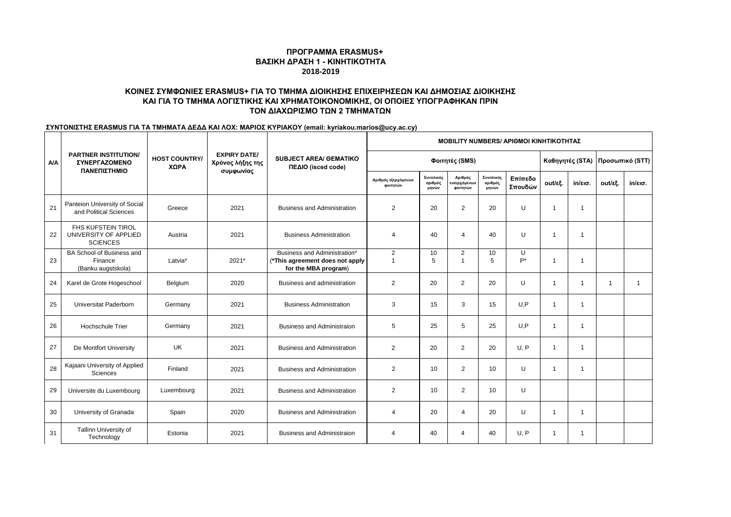**ΠΡΟΓΡΑΜΜΑ ERASMUS+**
**ΒΑΣΙΚΗ ΔΡΑΣΗ 1 - ΚΙΝΗΤΙΚΟΤΗΤΑ**
**2018-2019**

**ΚΟΙΝΕΣ ΣΥΜΦΩΝΙΕΣ ERASMUS+ ΓΙΑ ΤΟ ΤΜΗΜΑ ΔΙΟΙΚΗΣΗΣ ΕΠΙΧΕΙΡΗΣΕΩΝ ΚΑΙ ΔΗΜΟΣΙΑΣ ΔΙΟΙΚΗΣΗΣ ΚΑΙ ΓΙΑ ΤΟ ΤΜΗΜΑ ΛΟΓΙΣΤΙΚΗΣ ΚΑΙ ΧΡΗΜΑΤΟΙΚΟΝΟΜΙΚΗΣ, ΟΙ ΟΠΟΙΕΣ ΥΠΟΓΡΑΦΗΚΑΝ ΠΡΙΝ ΤΟΝ ΔΙΑΧΩΡΙΣΜΟ ΤΩΝ 2 ΤΜΗΜΑΤΩΝ**

**ΣΥΝΤΟΝΙΣΤΗΣ ERASMUS ΓΙΑ ΤΑ ΤΜΗΜΑΤΑ ΔΕΔΔ ΚΑΙ ΛΟΧ: ΜΑΡΙΟΣ ΚΥΡΙΑΚΟΥ (email: kyriakou.marios@ucy.ac.cy)**

| Α/Α | PARTNER INSTITUTION/ ΣΥΝΕΡΓΑΖΟΜΕΝΟ ΠΑΝΕΠΙΣΤΗΜΙΟ | HOST COUNTRY/ ΧΩΡΑ | EXPIRY DATE/ Χρόνος λήξης της συμφωνίας | SUBJECT AREA/ ΘΕΜΑΤΙΚΟ ΠΕΔΙΟ (isced code) | MOBILITY NUMBERS/ ΑΡΙΘΜΟΙ ΚΙΝΗΤΙΚΟΤΗΤΑΣ | | | | | | | | |
|---|---|---|---|---|---|---|---|---|---|---|---|---|---|
| | | | | | Φοιτητές (SMS) | | | | | Καθηγητές (STA) | | Προσωπικό (STT) | |
| | | | | | Αριθμός εξερχόμενων φοιτητών | Συνολικός αριθμός μηνών | Αριθμός εισερχόμενων φοιτητών | Συνολικός αριθμός μηνών | Επίπεδο Σπουδών | out/εξ. | in/εισ. | out/εξ. | in/εισ. |
| 21 | Panteion University of Social and Political Sciences | Greece | 2021 | Business and Administration | 2 | 20 | 2 | 20 | U | 1 | 1 | | |
| 22 | FHS KUFSTEIN TIROL UNIVERSITY OF APPLIED SCIENCES | Austria | 2021 | Business Administration | 4 | 40 | 4 | 40 | U | 1 | 1 | | |
| 23 | BA School of Business and Finance (Banku augstskola) | Latvia* | 2021* | Business and Administration* (**\*This agreement does not apply for the MBA program**) | 2<br>1 | 10<br>5 | 2<br>1 | 10<br>5 | U<br>P* | 1 | 1 | | |
| 24 | Karel de Grote Hogeschool | Belgium | 2020 | Business and administration | 2 | 20 | 2 | 20 | U | 1 | 1 | 1 | 1 |
| 25 | Universitat Paderborn | Germany | 2021 | Business Administration | 3 | 15 | 3 | 15 | U,P | 1 | 1 | | |
| 26 | Hochschule Trier | Germany | 2021 | Business and Administraion | 5 | 25 | 5 | 25 | U,P | 1 | 1 | | |
| 27 | De Montfort University | UK | 2021 | Business and Administration | 2 | 20 | 2 | 20 | U, P | 1 | 1 | | |
| 28 | Kajaani University of Applied Sciences | Finland | 2021 | Business and Administration | 2 | 10 | 2 | 10 | U | 1 | 1 | | |
| 29 | Universite du Luxembourg | Luxembourg | 2021 | Business and Administration | 2 | 10 | 2 | 10 | U | | | | |
| 30 | University of Granada | Spain | 2020 | Business and Administration | 4 | 20 | 4 | 20 | U | 1 | 1 | | |
| 31 | Tallinn University of Technology | Estonia | 2021 | Business and Administraion | 4 | 40 | 4 | 40 | U, P | 1 | 1 | | |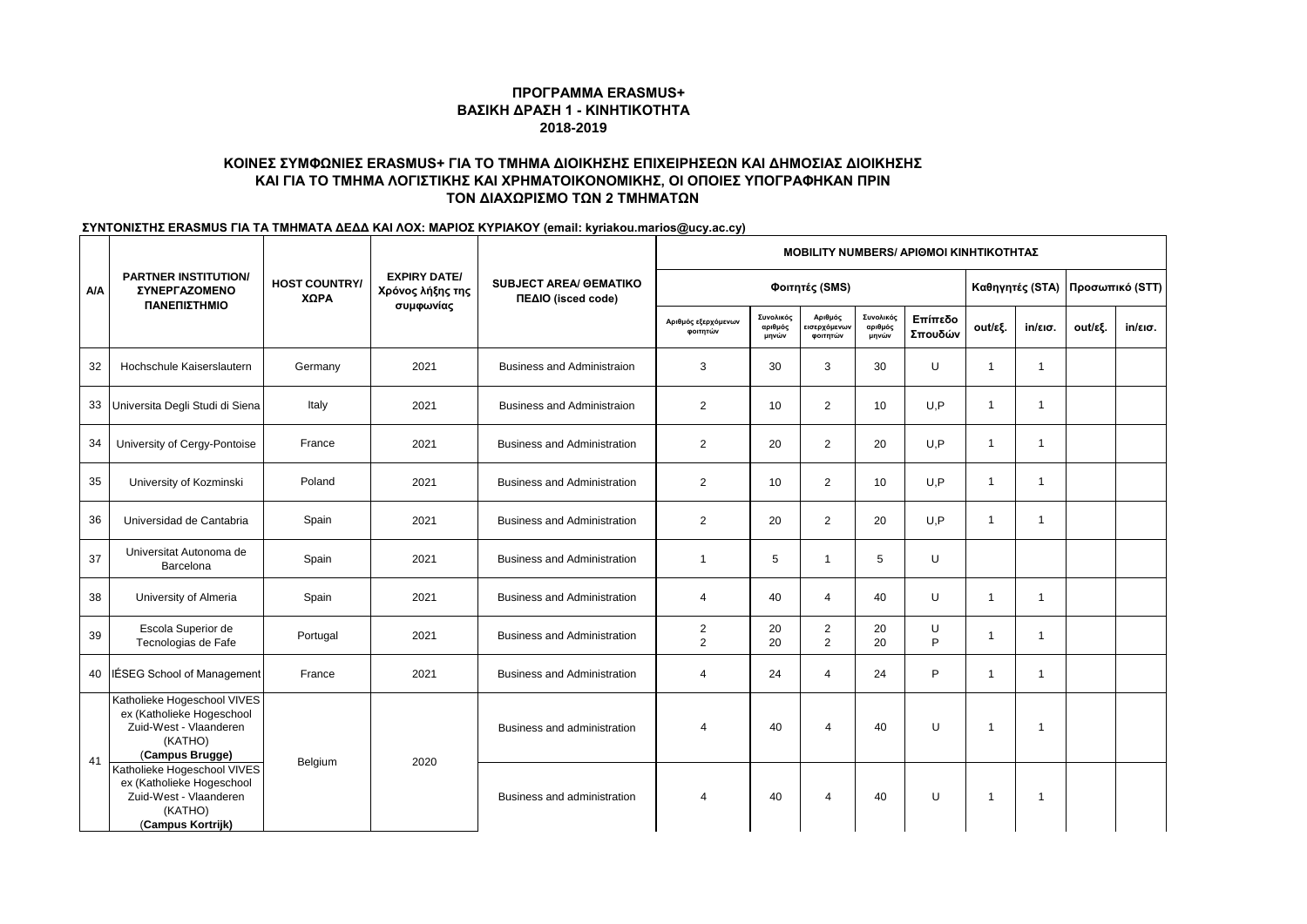**ΠΡΟΓΡΑΜΜΑ ERASMUS+**
**ΒΑΣΙΚΗ ΔΡΑΣΗ 1 - ΚΙΝΗΤΙΚΟΤΗΤΑ**
**2018-2019**

**ΚΟΙΝΕΣ ΣΥΜΦΩΝΙΕΣ ERASMUS+ ΓΙΑ ΤΟ ΤΜΗΜΑ ΔΙΟΙΚΗΣΗΣ ΕΠΙΧΕΙΡΗΣΕΩΝ ΚΑΙ ΔΗΜΟΣΙΑΣ ΔΙΟΙΚΗΣΗΣ ΚΑΙ ΓΙΑ ΤΟ ΤΜΗΜΑ ΛΟΓΙΣΤΙΚΗΣ ΚΑΙ ΧΡΗΜΑΤΟΙΚΟΝΟΜΙΚΗΣ, ΟΙ ΟΠΟΙΕΣ ΥΠΟΓΡΑΦΗΚΑΝ ΠΡΙΝ ΤΟΝ ΔΙΑΧΩΡΙΣΜΟ ΤΩΝ 2 ΤΜΗΜΑΤΩΝ**

**ΣΥΝΤΟΝΙΣΤΗΣ ERASMUS ΓΙΑ ΤΑ ΤΜΗΜΑΤΑ ΔΕΔΔ ΚΑΙ ΛΟΧ: ΜΑΡΙΟΣ ΚΥΡΙΑΚΟΥ (email: kyriakou.marios@ucy.ac.cy)**

| A/A | PARTNER INSTITUTION/ ΣΥΝΕΡΓΑΖΟΜΕΝΟ ΠΑΝΕΠΙΣΤΗΜΙΟ | HOST COUNTRY/ ΧΩΡΑ | EXPIRY DATE/ Χρόνος λήξης της συμφωνίας | SUBJECT AREA/ ΘΕΜΑΤΙΚΟ ΠΕΔΙΟ (isced code) | MOBILITY NUMBERS/ ΑΡΙΘΜΟΙ ΚΙΝΗΤΙΚΟΤΗΤΑΣ | | | | | | | | |
|---|---|---|---|---|---|---|---|---|---|---|---|---|---|
| | | | | | Φοιτητές (SMS) | | | | | Καθηγητές (STA) | | Προσωπικό (STT) | |
| | | | | | Αριθμός εξερχόμενων φοιτητών | Συνολικός αριθμός μηνών | Αριθμός εισερχόμενων φοιτητών | Συνολικός αριθμός μηνών | Επίπεδο Σπουδών | out/εξ. | in/εισ. | out/εξ. | in/εισ. |
| 32 | Hochschule Kaiserslautern | Germany | 2021 | Business and Administraion | 3 | 30 | 3 | 30 | U | 1 | 1 | | |
| 33 | Universita Degli Studi di Siena | Italy | 2021 | Business and Administraion | 2 | 10 | 2 | 10 | U,P | 1 | 1 | | |
| 34 | University of Cergy-Pontoise | France | 2021 | Business and Administration | 2 | 20 | 2 | 20 | U,P | 1 | 1 | | |
| 35 | University of Kozminski | Poland | 2021 | Business and Administration | 2 | 10 | 2 | 10 | U,P | 1 | 1 | | |
| 36 | Universidad de Cantabria | Spain | 2021 | Business and Administration | 2 | 20 | 2 | 20 | U,P | 1 | 1 | | |
| 37 | Universitat Autonoma de Barcelona | Spain | 2021 | Business and Administration | 1 | 5 | 1 | 5 | U | | | | |
| 38 | University of Almeria | Spain | 2021 | Business and Administration | 4 | 40 | 4 | 40 | U | 1 | 1 | | |
| 39 | Escola Superior de Tecnologias de Fafe | Portugal | 2021 | Business and Administration | 2<br>2 | 20<br>20 | 2<br>2 | 20<br>20 | U<br>P | 1 | 1 | | |
| 40 | IÉSEG School of Management | France | 2021 | Business and Administration | 4 | 24 | 4 | 24 | P | 1 | 1 | | |
| 41 | Katholieke Hogeschool VIVES ex (Katholieke Hogeschool Zuid-West - Vlaanderen (KATHO) (**Campus Brugge**) | Belgium | 2020 | Business and administration | 4 | 40 | 4 | 40 | U | 1 | 1 | | |
| | Katholieke Hogeschool VIVES ex (Katholieke Hogeschool Zuid-West - Vlaanderen (KATHO) (**Campus Kortrijk**) | | | Business and administration | 4 | 40 | 4 | 40 | U | 1 | 1 | | |